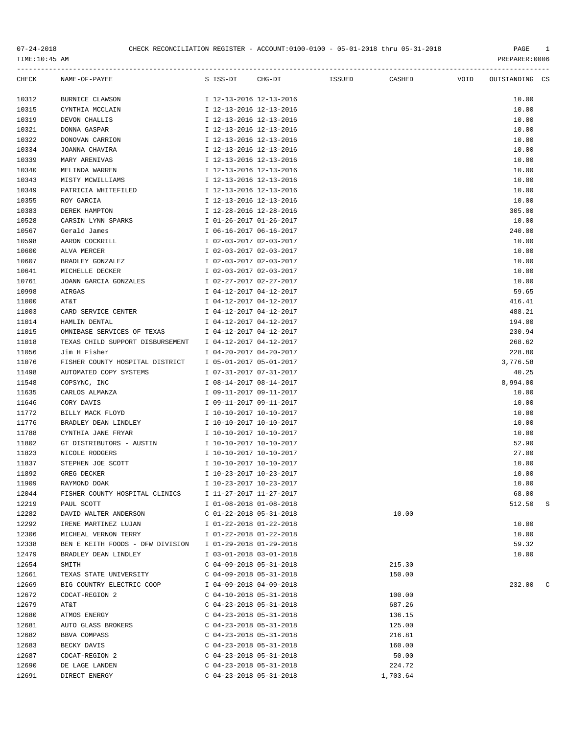CHECK RECONCILIATION REGISTER - ACCOUNT:0100-0100 - 05-01-2018 thru 05-31-2018

07-24-2018
TIME:10:45 AM
PREPARER:0006

| CHECK | NAME-OF-PAYEE | S | ISS-DT | CHG-DT | ISSUED | CASHED | VOID | OUTSTANDING | CS |
|---|---|---|---|---|---|---|---|---|---|
| 10312 | BURNICE CLAWSON | I | 12-13-2016 | 12-13-2016 | | | | 10.00 | |
| 10315 | CYNTHIA MCCLAIN | I | 12-13-2016 | 12-13-2016 | | | | 10.00 | |
| 10319 | DEVON CHALLIS | I | 12-13-2016 | 12-13-2016 | | | | 10.00 | |
| 10321 | DONNA GASPAR | I | 12-13-2016 | 12-13-2016 | | | | 10.00 | |
| 10322 | DONOVAN CARRION | I | 12-13-2016 | 12-13-2016 | | | | 10.00 | |
| 10334 | JOANNA CHAVIRA | I | 12-13-2016 | 12-13-2016 | | | | 10.00 | |
| 10339 | MARY ARENIVAS | I | 12-13-2016 | 12-13-2016 | | | | 10.00 | |
| 10340 | MELINDA WARREN | I | 12-13-2016 | 12-13-2016 | | | | 10.00 | |
| 10343 | MISTY MCWILLIAMS | I | 12-13-2016 | 12-13-2016 | | | | 10.00 | |
| 10349 | PATRICIA WHITEFILED | I | 12-13-2016 | 12-13-2016 | | | | 10.00 | |
| 10355 | ROY GARCIA | I | 12-13-2016 | 12-13-2016 | | | | 10.00 | |
| 10383 | DEREK HAMPTON | I | 12-28-2016 | 12-28-2016 | | | | 305.00 | |
| 10528 | CARSIN LYNN SPARKS | I | 01-26-2017 | 01-26-2017 | | | | 10.00 | |
| 10567 | Gerald James | I | 06-16-2017 | 06-16-2017 | | | | 240.00 | |
| 10598 | AARON COCKRILL | I | 02-03-2017 | 02-03-2017 | | | | 10.00 | |
| 10600 | ALVA MERCER | I | 02-03-2017 | 02-03-2017 | | | | 10.00 | |
| 10607 | BRADLEY GONZALEZ | I | 02-03-2017 | 02-03-2017 | | | | 10.00 | |
| 10641 | MICHELLE DECKER | I | 02-03-2017 | 02-03-2017 | | | | 10.00 | |
| 10761 | JOANN GARCIA GONZALES | I | 02-27-2017 | 02-27-2017 | | | | 10.00 | |
| 10998 | AIRGAS | I | 04-12-2017 | 04-12-2017 | | | | 59.65 | |
| 11000 | AT&T | I | 04-12-2017 | 04-12-2017 | | | | 416.41 | |
| 11003 | CARD SERVICE CENTER | I | 04-12-2017 | 04-12-2017 | | | | 488.21 | |
| 11014 | HAMLIN DENTAL | I | 04-12-2017 | 04-12-2017 | | | | 194.00 | |
| 11015 | OMNIBASE SERVICES OF TEXAS | I | 04-12-2017 | 04-12-2017 | | | | 230.94 | |
| 11018 | TEXAS CHILD SUPPORT DISBURSEMENT | I | 04-12-2017 | 04-12-2017 | | | | 268.62 | |
| 11056 | Jim H Fisher | I | 04-20-2017 | 04-20-2017 | | | | 228.80 | |
| 11076 | FISHER COUNTY HOSPITAL DISTRICT | I | 05-01-2017 | 05-01-2017 | | | | 3,776.58 | |
| 11498 | AUTOMATED COPY SYSTEMS | I | 07-31-2017 | 07-31-2017 | | | | 40.25 | |
| 11548 | COPSYNC, INC | I | 08-14-2017 | 08-14-2017 | | | | 8,994.00 | |
| 11635 | CARLOS ALMANZA | I | 09-11-2017 | 09-11-2017 | | | | 10.00 | |
| 11646 | CORY DAVIS | I | 09-11-2017 | 09-11-2017 | | | | 10.00 | |
| 11772 | BILLY MACK FLOYD | I | 10-10-2017 | 10-10-2017 | | | | 10.00 | |
| 11776 | BRADLEY DEAN LINDLEY | I | 10-10-2017 | 10-10-2017 | | | | 10.00 | |
| 11788 | CYNTHIA JANE FRYAR | I | 10-10-2017 | 10-10-2017 | | | | 10.00 | |
| 11802 | GT DISTRIBUTORS - AUSTIN | I | 10-10-2017 | 10-10-2017 | | | | 52.90 | |
| 11823 | NICOLE RODGERS | I | 10-10-2017 | 10-10-2017 | | | | 27.00 | |
| 11837 | STEPHEN JOE SCOTT | I | 10-10-2017 | 10-10-2017 | | | | 10.00 | |
| 11892 | GREG DECKER | I | 10-23-2017 | 10-23-2017 | | | | 10.00 | |
| 11909 | RAYMOND DOAK | I | 10-23-2017 | 10-23-2017 | | | | 10.00 | |
| 12044 | FISHER COUNTY HOSPITAL CLINICS | I | 11-27-2017 | 11-27-2017 | | | | 68.00 | |
| 12219 | PAUL SCOTT | I | 01-08-2018 | 01-08-2018 | | | | 512.50 | S |
| 12282 | DAVID WALTER ANDERSON | C | 01-22-2018 | 05-31-2018 | | 10.00 | | | |
| 12292 | IRENE MARTINEZ LUJAN | I | 01-22-2018 | 01-22-2018 | | | | 10.00 | |
| 12306 | MICHEAL VERNON TERRY | I | 01-22-2018 | 01-22-2018 | | | | 10.00 | |
| 12338 | BEN E KEITH FOODS - DFW DIVISION | I | 01-29-2018 | 01-29-2018 | | | | 59.32 | |
| 12479 | BRADLEY DEAN LINDLEY | I | 03-01-2018 | 03-01-2018 | | | | 10.00 | |
| 12654 | SMITH | C | 04-09-2018 | 05-31-2018 | | 215.30 | | | |
| 12661 | TEXAS STATE UNIVERSITY | C | 04-09-2018 | 05-31-2018 | | 150.00 | | | |
| 12669 | BIG COUNTRY ELECTRIC COOP | I | 04-09-2018 | 04-09-2018 | | | | 232.00 | C |
| 12672 | CDCAT-REGION 2 | C | 04-10-2018 | 05-31-2018 | | 100.00 | | | |
| 12679 | AT&T | C | 04-23-2018 | 05-31-2018 | | 687.26 | | | |
| 12680 | ATMOS ENERGY | C | 04-23-2018 | 05-31-2018 | | 136.15 | | | |
| 12681 | AUTO GLASS BROKERS | C | 04-23-2018 | 05-31-2018 | | 125.00 | | | |
| 12682 | BBVA COMPASS | C | 04-23-2018 | 05-31-2018 | | 216.81 | | | |
| 12683 | BECKY DAVIS | C | 04-23-2018 | 05-31-2018 | | 160.00 | | | |
| 12687 | CDCAT-REGION 2 | C | 04-23-2018 | 05-31-2018 | | 50.00 | | | |
| 12690 | DE LAGE LANDEN | C | 04-23-2018 | 05-31-2018 | | 224.72 | | | |
| 12691 | DIRECT ENERGY | C | 04-23-2018 | 05-31-2018 | | 1,703.64 | | | |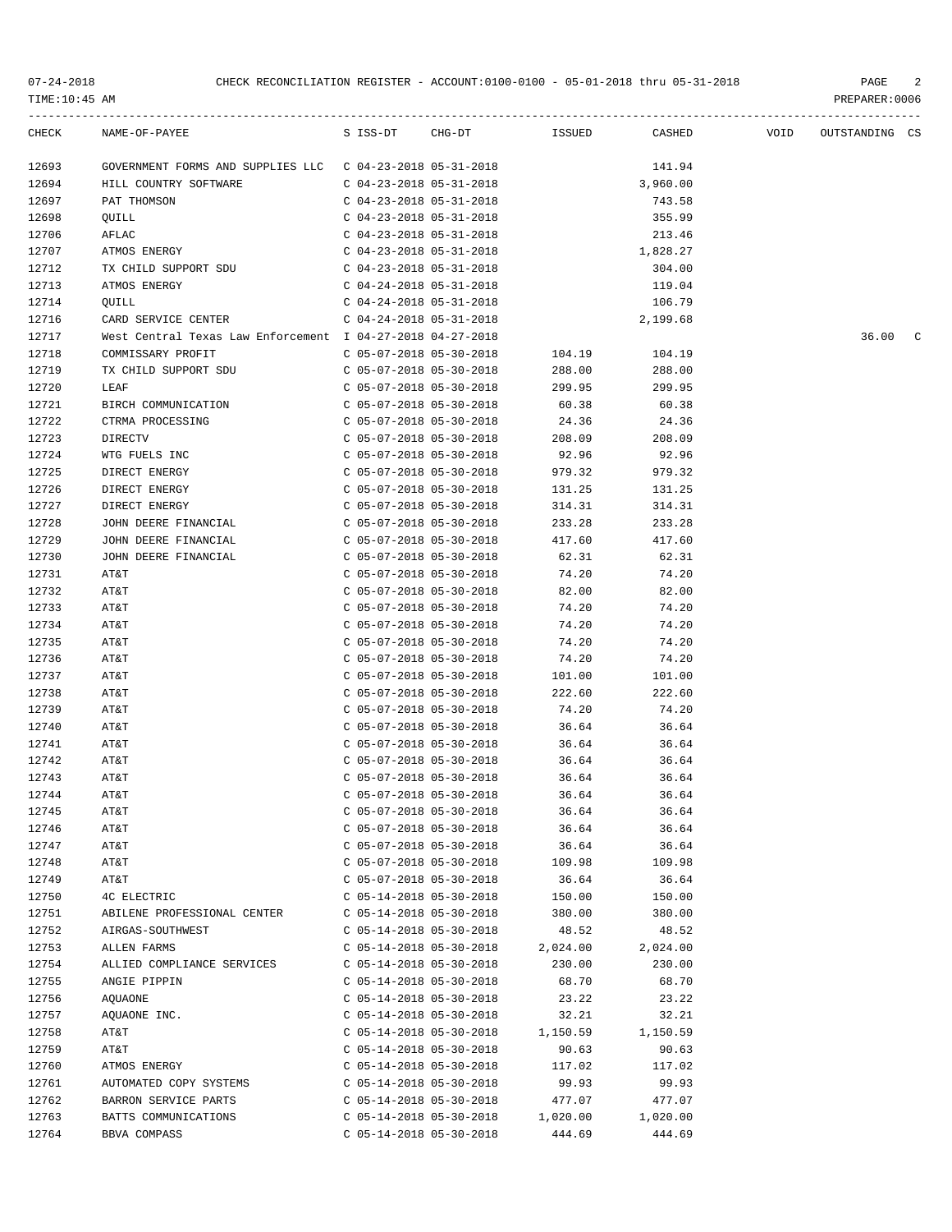CHECK RECONCILIATION REGISTER - ACCOUNT:0100-0100 - 05-01-2018 thru 05-31-2018

07-24-2018
TIME:10:45 AM
PREPARER:0006

| CHECK | NAME-OF-PAYEE | S | ISS-DT | CHG-DT | ISSUED | CASHED | VOID | OUTSTANDING | CS |
|---|---|---|---|---|---|---|---|---|---|
| 12693 | GOVERNMENT FORMS AND SUPPLIES LLC | C | 04-23-2018 | 05-31-2018 | | 141.94 | | | |
| 12694 | HILL COUNTRY SOFTWARE | C | 04-23-2018 | 05-31-2018 | | 3,960.00 | | | |
| 12697 | PAT THOMSON | C | 04-23-2018 | 05-31-2018 | | 743.58 | | | |
| 12698 | QUILL | C | 04-23-2018 | 05-31-2018 | | 355.99 | | | |
| 12706 | AFLAC | C | 04-23-2018 | 05-31-2018 | | 213.46 | | | |
| 12707 | ATMOS ENERGY | C | 04-23-2018 | 05-31-2018 | | 1,828.27 | | | |
| 12712 | TX CHILD SUPPORT SDU | C | 04-23-2018 | 05-31-2018 | | 304.00 | | | |
| 12713 | ATMOS ENERGY | C | 04-24-2018 | 05-31-2018 | | 119.04 | | | |
| 12714 | QUILL | C | 04-24-2018 | 05-31-2018 | | 106.79 | | | |
| 12716 | CARD SERVICE CENTER | C | 04-24-2018 | 05-31-2018 | | 2,199.68 | | | |
| 12717 | West Central Texas Law Enforcement | I | 04-27-2018 | 04-27-2018 | | | | 36.00 | C |
| 12718 | COMMISSARY PROFIT | C | 05-07-2018 | 05-30-2018 | 104.19 | 104.19 | | | |
| 12719 | TX CHILD SUPPORT SDU | C | 05-07-2018 | 05-30-2018 | 288.00 | 288.00 | | | |
| 12720 | LEAF | C | 05-07-2018 | 05-30-2018 | 299.95 | 299.95 | | | |
| 12721 | BIRCH COMMUNICATION | C | 05-07-2018 | 05-30-2018 | 60.38 | 60.38 | | | |
| 12722 | CTRMA PROCESSING | C | 05-07-2018 | 05-30-2018 | 24.36 | 24.36 | | | |
| 12723 | DIRECTV | C | 05-07-2018 | 05-30-2018 | 208.09 | 208.09 | | | |
| 12724 | WTG FUELS INC | C | 05-07-2018 | 05-30-2018 | 92.96 | 92.96 | | | |
| 12725 | DIRECT ENERGY | C | 05-07-2018 | 05-30-2018 | 979.32 | 979.32 | | | |
| 12726 | DIRECT ENERGY | C | 05-07-2018 | 05-30-2018 | 131.25 | 131.25 | | | |
| 12727 | DIRECT ENERGY | C | 05-07-2018 | 05-30-2018 | 314.31 | 314.31 | | | |
| 12728 | JOHN DEERE FINANCIAL | C | 05-07-2018 | 05-30-2018 | 233.28 | 233.28 | | | |
| 12729 | JOHN DEERE FINANCIAL | C | 05-07-2018 | 05-30-2018 | 417.60 | 417.60 | | | |
| 12730 | JOHN DEERE FINANCIAL | C | 05-07-2018 | 05-30-2018 | 62.31 | 62.31 | | | |
| 12731 | AT&T | C | 05-07-2018 | 05-30-2018 | 74.20 | 74.20 | | | |
| 12732 | AT&T | C | 05-07-2018 | 05-30-2018 | 82.00 | 82.00 | | | |
| 12733 | AT&T | C | 05-07-2018 | 05-30-2018 | 74.20 | 74.20 | | | |
| 12734 | AT&T | C | 05-07-2018 | 05-30-2018 | 74.20 | 74.20 | | | |
| 12735 | AT&T | C | 05-07-2018 | 05-30-2018 | 74.20 | 74.20 | | | |
| 12736 | AT&T | C | 05-07-2018 | 05-30-2018 | 74.20 | 74.20 | | | |
| 12737 | AT&T | C | 05-07-2018 | 05-30-2018 | 101.00 | 101.00 | | | |
| 12738 | AT&T | C | 05-07-2018 | 05-30-2018 | 222.60 | 222.60 | | | |
| 12739 | AT&T | C | 05-07-2018 | 05-30-2018 | 74.20 | 74.20 | | | |
| 12740 | AT&T | C | 05-07-2018 | 05-30-2018 | 36.64 | 36.64 | | | |
| 12741 | AT&T | C | 05-07-2018 | 05-30-2018 | 36.64 | 36.64 | | | |
| 12742 | AT&T | C | 05-07-2018 | 05-30-2018 | 36.64 | 36.64 | | | |
| 12743 | AT&T | C | 05-07-2018 | 05-30-2018 | 36.64 | 36.64 | | | |
| 12744 | AT&T | C | 05-07-2018 | 05-30-2018 | 36.64 | 36.64 | | | |
| 12745 | AT&T | C | 05-07-2018 | 05-30-2018 | 36.64 | 36.64 | | | |
| 12746 | AT&T | C | 05-07-2018 | 05-30-2018 | 36.64 | 36.64 | | | |
| 12747 | AT&T | C | 05-07-2018 | 05-30-2018 | 36.64 | 36.64 | | | |
| 12748 | AT&T | C | 05-07-2018 | 05-30-2018 | 109.98 | 109.98 | | | |
| 12749 | AT&T | C | 05-07-2018 | 05-30-2018 | 36.64 | 36.64 | | | |
| 12750 | 4C ELECTRIC | C | 05-14-2018 | 05-30-2018 | 150.00 | 150.00 | | | |
| 12751 | ABILENE PROFESSIONAL CENTER | C | 05-14-2018 | 05-30-2018 | 380.00 | 380.00 | | | |
| 12752 | AIRGAS-SOUTHWEST | C | 05-14-2018 | 05-30-2018 | 48.52 | 48.52 | | | |
| 12753 | ALLEN FARMS | C | 05-14-2018 | 05-30-2018 | 2,024.00 | 2,024.00 | | | |
| 12754 | ALLIED COMPLIANCE SERVICES | C | 05-14-2018 | 05-30-2018 | 230.00 | 230.00 | | | |
| 12755 | ANGIE PIPPIN | C | 05-14-2018 | 05-30-2018 | 68.70 | 68.70 | | | |
| 12756 | AQUAONE | C | 05-14-2018 | 05-30-2018 | 23.22 | 23.22 | | | |
| 12757 | AQUAONE INC. | C | 05-14-2018 | 05-30-2018 | 32.21 | 32.21 | | | |
| 12758 | AT&T | C | 05-14-2018 | 05-30-2018 | 1,150.59 | 1,150.59 | | | |
| 12759 | AT&T | C | 05-14-2018 | 05-30-2018 | 90.63 | 90.63 | | | |
| 12760 | ATMOS ENERGY | C | 05-14-2018 | 05-30-2018 | 117.02 | 117.02 | | | |
| 12761 | AUTOMATED COPY SYSTEMS | C | 05-14-2018 | 05-30-2018 | 99.93 | 99.93 | | | |
| 12762 | BARRON SERVICE PARTS | C | 05-14-2018 | 05-30-2018 | 477.07 | 477.07 | | | |
| 12763 | BATTS COMMUNICATIONS | C | 05-14-2018 | 05-30-2018 | 1,020.00 | 1,020.00 | | | |
| 12764 | BBVA COMPASS | C | 05-14-2018 | 05-30-2018 | 444.69 | 444.69 | | | |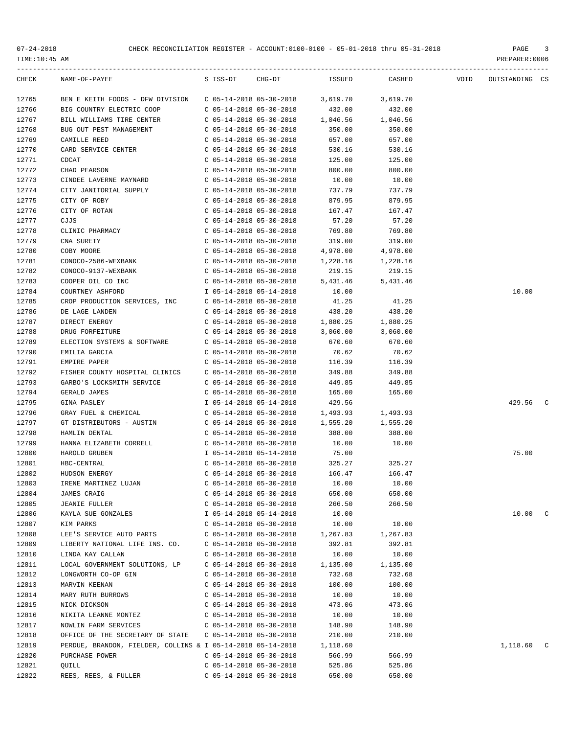CHECK RECONCILIATION REGISTER - ACCOUNT:0100-0100 - 05-01-2018 thru 05-31-2018

TIME:10:45 AM PREPARER:0006

| CHECK | NAME-OF-PAYEE | S | ISS-DT | CHG-DT | ISSUED | CASHED | VOID | OUTSTANDING | CS |
|---|---|---|---|---|---|---|---|---|---|
| 12765 | BEN E KEITH FOODS - DFW DIVISION | C | 05-14-2018 | 05-30-2018 | 3,619.70 | 3,619.70 | | | |
| 12766 | BIG COUNTRY ELECTRIC COOP | C | 05-14-2018 | 05-30-2018 | 432.00 | 432.00 | | | |
| 12767 | BILL WILLIAMS TIRE CENTER | C | 05-14-2018 | 05-30-2018 | 1,046.56 | 1,046.56 | | | |
| 12768 | BUG OUT PEST MANAGEMENT | C | 05-14-2018 | 05-30-2018 | 350.00 | 350.00 | | | |
| 12769 | CAMILLE REED | C | 05-14-2018 | 05-30-2018 | 657.00 | 657.00 | | | |
| 12770 | CARD SERVICE CENTER | C | 05-14-2018 | 05-30-2018 | 530.16 | 530.16 | | | |
| 12771 | CDCAT | C | 05-14-2018 | 05-30-2018 | 125.00 | 125.00 | | | |
| 12772 | CHAD PEARSON | C | 05-14-2018 | 05-30-2018 | 800.00 | 800.00 | | | |
| 12773 | CINDEE LAVERNE MAYNARD | C | 05-14-2018 | 05-30-2018 | 10.00 | 10.00 | | | |
| 12774 | CITY JANITORIAL SUPPLY | C | 05-14-2018 | 05-30-2018 | 737.79 | 737.79 | | | |
| 12775 | CITY OF ROBY | C | 05-14-2018 | 05-30-2018 | 879.95 | 879.95 | | | |
| 12776 | CITY OF ROTAN | C | 05-14-2018 | 05-30-2018 | 167.47 | 167.47 | | | |
| 12777 | CJJS | C | 05-14-2018 | 05-30-2018 | 57.20 | 57.20 | | | |
| 12778 | CLINIC PHARMACY | C | 05-14-2018 | 05-30-2018 | 769.80 | 769.80 | | | |
| 12779 | CNA SURETY | C | 05-14-2018 | 05-30-2018 | 319.00 | 319.00 | | | |
| 12780 | COBY MOORE | C | 05-14-2018 | 05-30-2018 | 4,978.00 | 4,978.00 | | | |
| 12781 | CONOCO-2586-WEXBANK | C | 05-14-2018 | 05-30-2018 | 1,228.16 | 1,228.16 | | | |
| 12782 | CONOCO-9137-WEXBANK | C | 05-14-2018 | 05-30-2018 | 219.15 | 219.15 | | | |
| 12783 | COOPER OIL CO INC | C | 05-14-2018 | 05-30-2018 | 5,431.46 | 5,431.46 | | | |
| 12784 | COURTNEY ASHFORD | I | 05-14-2018 | 05-14-2018 | 10.00 | | | 10.00 | |
| 12785 | CROP PRODUCTION SERVICES, INC | C | 05-14-2018 | 05-30-2018 | 41.25 | 41.25 | | | |
| 12786 | DE LAGE LANDEN | C | 05-14-2018 | 05-30-2018 | 438.20 | 438.20 | | | |
| 12787 | DIRECT ENERGY | C | 05-14-2018 | 05-30-2018 | 1,880.25 | 1,880.25 | | | |
| 12788 | DRUG FORFEITURE | C | 05-14-2018 | 05-30-2018 | 3,060.00 | 3,060.00 | | | |
| 12789 | ELECTION SYSTEMS & SOFTWARE | C | 05-14-2018 | 05-30-2018 | 670.60 | 670.60 | | | |
| 12790 | EMILIA GARCIA | C | 05-14-2018 | 05-30-2018 | 70.62 | 70.62 | | | |
| 12791 | EMPIRE PAPER | C | 05-14-2018 | 05-30-2018 | 116.39 | 116.39 | | | |
| 12792 | FISHER COUNTY HOSPITAL CLINICS | C | 05-14-2018 | 05-30-2018 | 349.88 | 349.88 | | | |
| 12793 | GARBO'S LOCKSMITH SERVICE | C | 05-14-2018 | 05-30-2018 | 449.85 | 449.85 | | | |
| 12794 | GERALD JAMES | C | 05-14-2018 | 05-30-2018 | 165.00 | 165.00 | | | |
| 12795 | GINA PASLEY | I | 05-14-2018 | 05-14-2018 | 429.56 | | | 429.56 | C |
| 12796 | GRAY FUEL & CHEMICAL | C | 05-14-2018 | 05-30-2018 | 1,493.93 | 1,493.93 | | | |
| 12797 | GT DISTRIBUTORS - AUSTIN | C | 05-14-2018 | 05-30-2018 | 1,555.20 | 1,555.20 | | | |
| 12798 | HAMLIN DENTAL | C | 05-14-2018 | 05-30-2018 | 388.00 | 388.00 | | | |
| 12799 | HANNA ELIZABETH CORRELL | C | 05-14-2018 | 05-30-2018 | 10.00 | 10.00 | | | |
| 12800 | HAROLD GRUBEN | I | 05-14-2018 | 05-14-2018 | 75.00 | | | 75.00 | |
| 12801 | HBC-CENTRAL | C | 05-14-2018 | 05-30-2018 | 325.27 | 325.27 | | | |
| 12802 | HUDSON ENERGY | C | 05-14-2018 | 05-30-2018 | 166.47 | 166.47 | | | |
| 12803 | IRENE MARTINEZ LUJAN | C | 05-14-2018 | 05-30-2018 | 10.00 | 10.00 | | | |
| 12804 | JAMES CRAIG | C | 05-14-2018 | 05-30-2018 | 650.00 | 650.00 | | | |
| 12805 | JEANIE FULLER | C | 05-14-2018 | 05-30-2018 | 266.50 | 266.50 | | | |
| 12806 | KAYLA SUE GONZALES | I | 05-14-2018 | 05-14-2018 | 10.00 | | | 10.00 | C |
| 12807 | KIM PARKS | C | 05-14-2018 | 05-30-2018 | 10.00 | 10.00 | | | |
| 12808 | LEE'S SERVICE AUTO PARTS | C | 05-14-2018 | 05-30-2018 | 1,267.83 | 1,267.83 | | | |
| 12809 | LIBERTY NATIONAL LIFE INS. CO. | C | 05-14-2018 | 05-30-2018 | 392.81 | 392.81 | | | |
| 12810 | LINDA KAY CALLAN | C | 05-14-2018 | 05-30-2018 | 10.00 | 10.00 | | | |
| 12811 | LOCAL GOVERNMENT SOLUTIONS, LP | C | 05-14-2018 | 05-30-2018 | 1,135.00 | 1,135.00 | | | |
| 12812 | LONGWORTH CO-OP GIN | C | 05-14-2018 | 05-30-2018 | 732.68 | 732.68 | | | |
| 12813 | MARVIN KEENAN | C | 05-14-2018 | 05-30-2018 | 100.00 | 100.00 | | | |
| 12814 | MARY RUTH BURROWS | C | 05-14-2018 | 05-30-2018 | 10.00 | 10.00 | | | |
| 12815 | NICK DICKSON | C | 05-14-2018 | 05-30-2018 | 473.06 | 473.06 | | | |
| 12816 | NIKITA LEANNE MONTEZ | C | 05-14-2018 | 05-30-2018 | 10.00 | 10.00 | | | |
| 12817 | NOWLIN FARM SERVICES | C | 05-14-2018 | 05-30-2018 | 148.90 | 148.90 | | | |
| 12818 | OFFICE OF THE SECRETARY OF STATE | C | 05-14-2018 | 05-30-2018 | 210.00 | 210.00 | | | |
| 12819 | PERDUE, BRANDON, FIELDER, COLLINS & | I | 05-14-2018 | 05-14-2018 | 1,118.60 | | | 1,118.60 | C |
| 12820 | PURCHASE POWER | C | 05-14-2018 | 05-30-2018 | 566.99 | 566.99 | | | |
| 12821 | QUILL | C | 05-14-2018 | 05-30-2018 | 525.86 | 525.86 | | | |
| 12822 | REES, REES, & FULLER | C | 05-14-2018 | 05-30-2018 | 650.00 | 650.00 | | | |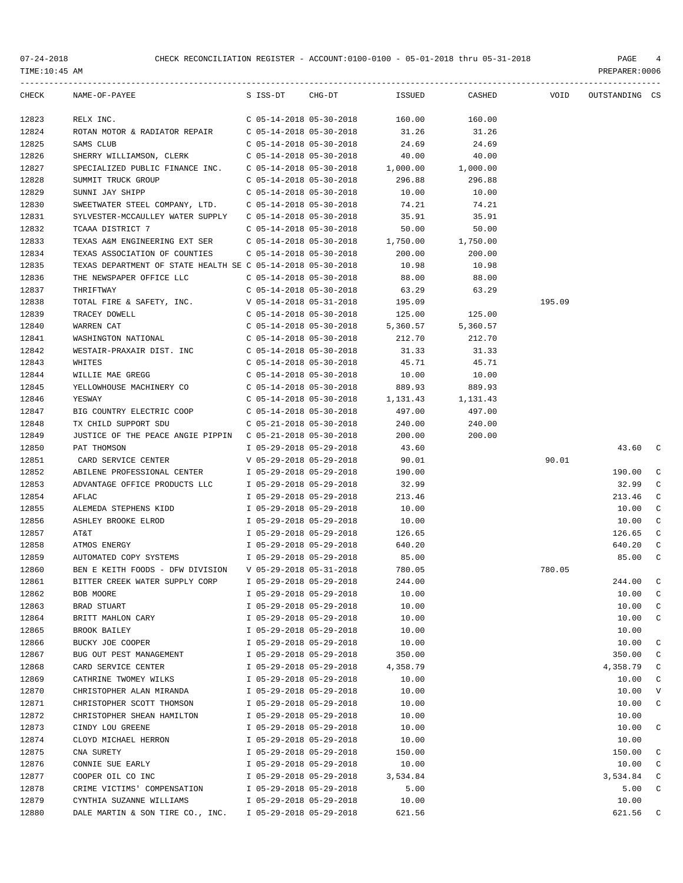07-24-2018 CHECK RECONCILIATION REGISTER - ACCOUNT:0100-0100 - 05-01-2018 thru 05-31-2018

TIME:10:45 AM PREPARER:0006

| CHECK | NAME-OF-PAYEE | S | ISS-DT | CHG-DT | ISSUED | CASHED | VOID | OUTSTANDING | CS |
|---|---|---|---|---|---|---|---|---|---|
| 12823 | RELX INC. | C | 05-14-2018 | 05-30-2018 | 160.00 | 160.00 | | | |
| 12824 | ROTAN MOTOR & RADIATOR REPAIR | C | 05-14-2018 | 05-30-2018 | 31.26 | 31.26 | | | |
| 12825 | SAMS CLUB | C | 05-14-2018 | 05-30-2018 | 24.69 | 24.69 | | | |
| 12826 | SHERRY WILLIAMSON, CLERK | C | 05-14-2018 | 05-30-2018 | 40.00 | 40.00 | | | |
| 12827 | SPECIALIZED PUBLIC FINANCE INC. | C | 05-14-2018 | 05-30-2018 | 1,000.00 | 1,000.00 | | | |
| 12828 | SUMMIT TRUCK GROUP | C | 05-14-2018 | 05-30-2018 | 296.88 | 296.88 | | | |
| 12829 | SUNNI JAY SHIPP | C | 05-14-2018 | 05-30-2018 | 10.00 | 10.00 | | | |
| 12830 | SWEETWATER STEEL COMPANY, LTD. | C | 05-14-2018 | 05-30-2018 | 74.21 | 74.21 | | | |
| 12831 | SYLVESTER-MCCAULLEY WATER SUPPLY | C | 05-14-2018 | 05-30-2018 | 35.91 | 35.91 | | | |
| 12832 | TCAAA DISTRICT 7 | C | 05-14-2018 | 05-30-2018 | 50.00 | 50.00 | | | |
| 12833 | TEXAS A&M ENGINEERING EXT SER | C | 05-14-2018 | 05-30-2018 | 1,750.00 | 1,750.00 | | | |
| 12834 | TEXAS ASSOCIATION OF COUNTIES | C | 05-14-2018 | 05-30-2018 | 200.00 | 200.00 | | | |
| 12835 | TEXAS DEPARTMENT OF STATE HEALTH SE | C | 05-14-2018 | 05-30-2018 | 10.98 | 10.98 | | | |
| 12836 | THE NEWSPAPER OFFICE LLC | C | 05-14-2018 | 05-30-2018 | 88.00 | 88.00 | | | |
| 12837 | THRIFTWAY | C | 05-14-2018 | 05-30-2018 | 63.29 | 63.29 | | | |
| 12838 | TOTAL FIRE & SAFETY, INC. | V | 05-14-2018 | 05-31-2018 | 195.09 | | 195.09 | | |
| 12839 | TRACEY DOWELL | C | 05-14-2018 | 05-30-2018 | 125.00 | 125.00 | | | |
| 12840 | WARREN CAT | C | 05-14-2018 | 05-30-2018 | 5,360.57 | 5,360.57 | | | |
| 12841 | WASHINGTON NATIONAL | C | 05-14-2018 | 05-30-2018 | 212.70 | 212.70 | | | |
| 12842 | WESTAIR-PRAXAIR DIST. INC | C | 05-14-2018 | 05-30-2018 | 31.33 | 31.33 | | | |
| 12843 | WHITES | C | 05-14-2018 | 05-30-2018 | 45.71 | 45.71 | | | |
| 12844 | WILLIE MAE GREGG | C | 05-14-2018 | 05-30-2018 | 10.00 | 10.00 | | | |
| 12845 | YELLOWHOUSE MACHINERY CO | C | 05-14-2018 | 05-30-2018 | 889.93 | 889.93 | | | |
| 12846 | YESWAY | C | 05-14-2018 | 05-30-2018 | 1,131.43 | 1,131.43 | | | |
| 12847 | BIG COUNTRY ELECTRIC COOP | C | 05-14-2018 | 05-30-2018 | 497.00 | 497.00 | | | |
| 12848 | TX CHILD SUPPORT SDU | C | 05-21-2018 | 05-30-2018 | 240.00 | 240.00 | | | |
| 12849 | JUSTICE OF THE PEACE ANGIE PIPPIN | C | 05-21-2018 | 05-30-2018 | 200.00 | 200.00 | | | |
| 12850 | PAT THOMSON | I | 05-29-2018 | 05-29-2018 | 43.60 | | | 43.60 | C |
| 12851 | CARD SERVICE CENTER | V | 05-29-2018 | 05-29-2018 | 90.01 | | 90.01 | | |
| 12852 | ABILENE PROFESSIONAL CENTER | I | 05-29-2018 | 05-29-2018 | 190.00 | | | 190.00 | C |
| 12853 | ADVANTAGE OFFICE PRODUCTS LLC | I | 05-29-2018 | 05-29-2018 | 32.99 | | | 32.99 | C |
| 12854 | AFLAC | I | 05-29-2018 | 05-29-2018 | 213.46 | | | 213.46 | C |
| 12855 | ALEMEDA STEPHENS KIDD | I | 05-29-2018 | 05-29-2018 | 10.00 | | | 10.00 | C |
| 12856 | ASHLEY BROOKE ELROD | I | 05-29-2018 | 05-29-2018 | 10.00 | | | 10.00 | C |
| 12857 | AT&T | I | 05-29-2018 | 05-29-2018 | 126.65 | | | 126.65 | C |
| 12858 | ATMOS ENERGY | I | 05-29-2018 | 05-29-2018 | 640.20 | | | 640.20 | C |
| 12859 | AUTOMATED COPY SYSTEMS | I | 05-29-2018 | 05-29-2018 | 85.00 | | | 85.00 | C |
| 12860 | BEN E KEITH FOODS - DFW DIVISION | V | 05-29-2018 | 05-31-2018 | 780.05 | | 780.05 | | |
| 12861 | BITTER CREEK WATER SUPPLY CORP | I | 05-29-2018 | 05-29-2018 | 244.00 | | | 244.00 | C |
| 12862 | BOB MOORE | I | 05-29-2018 | 05-29-2018 | 10.00 | | | 10.00 | C |
| 12863 | BRAD STUART | I | 05-29-2018 | 05-29-2018 | 10.00 | | | 10.00 | C |
| 12864 | BRITT MAHLON CARY | I | 05-29-2018 | 05-29-2018 | 10.00 | | | 10.00 | C |
| 12865 | BROOK BAILEY | I | 05-29-2018 | 05-29-2018 | 10.00 | | | 10.00 | |
| 12866 | BUCKY JOE COOPER | I | 05-29-2018 | 05-29-2018 | 10.00 | | | 10.00 | C |
| 12867 | BUG OUT PEST MANAGEMENT | I | 05-29-2018 | 05-29-2018 | 350.00 | | | 350.00 | C |
| 12868 | CARD SERVICE CENTER | I | 05-29-2018 | 05-29-2018 | 4,358.79 | | | 4,358.79 | C |
| 12869 | CATHRINE TWOMEY WILKS | I | 05-29-2018 | 05-29-2018 | 10.00 | | | 10.00 | C |
| 12870 | CHRISTOPHER ALAN MIRANDA | I | 05-29-2018 | 05-29-2018 | 10.00 | | | 10.00 | V |
| 12871 | CHRISTOPHER SCOTT THOMSON | I | 05-29-2018 | 05-29-2018 | 10.00 | | | 10.00 | C |
| 12872 | CHRISTOPHER SHEAN HAMILTON | I | 05-29-2018 | 05-29-2018 | 10.00 | | | 10.00 | |
| 12873 | CINDY LOU GREENE | I | 05-29-2018 | 05-29-2018 | 10.00 | | | 10.00 | C |
| 12874 | CLOYD MICHAEL HERRON | I | 05-29-2018 | 05-29-2018 | 10.00 | | | 10.00 | |
| 12875 | CNA SURETY | I | 05-29-2018 | 05-29-2018 | 150.00 | | | 150.00 | C |
| 12876 | CONNIE SUE EARLY | I | 05-29-2018 | 05-29-2018 | 10.00 | | | 10.00 | C |
| 12877 | COOPER OIL CO INC | I | 05-29-2018 | 05-29-2018 | 3,534.84 | | | 3,534.84 | C |
| 12878 | CRIME VICTIMS' COMPENSATION | I | 05-29-2018 | 05-29-2018 | 5.00 | | | 5.00 | C |
| 12879 | CYNTHIA SUZANNE WILLIAMS | I | 05-29-2018 | 05-29-2018 | 10.00 | | | 10.00 | |
| 12880 | DALE MARTIN & SON TIRE CO., INC. | I | 05-29-2018 | 05-29-2018 | 621.56 | | | 621.56 | C |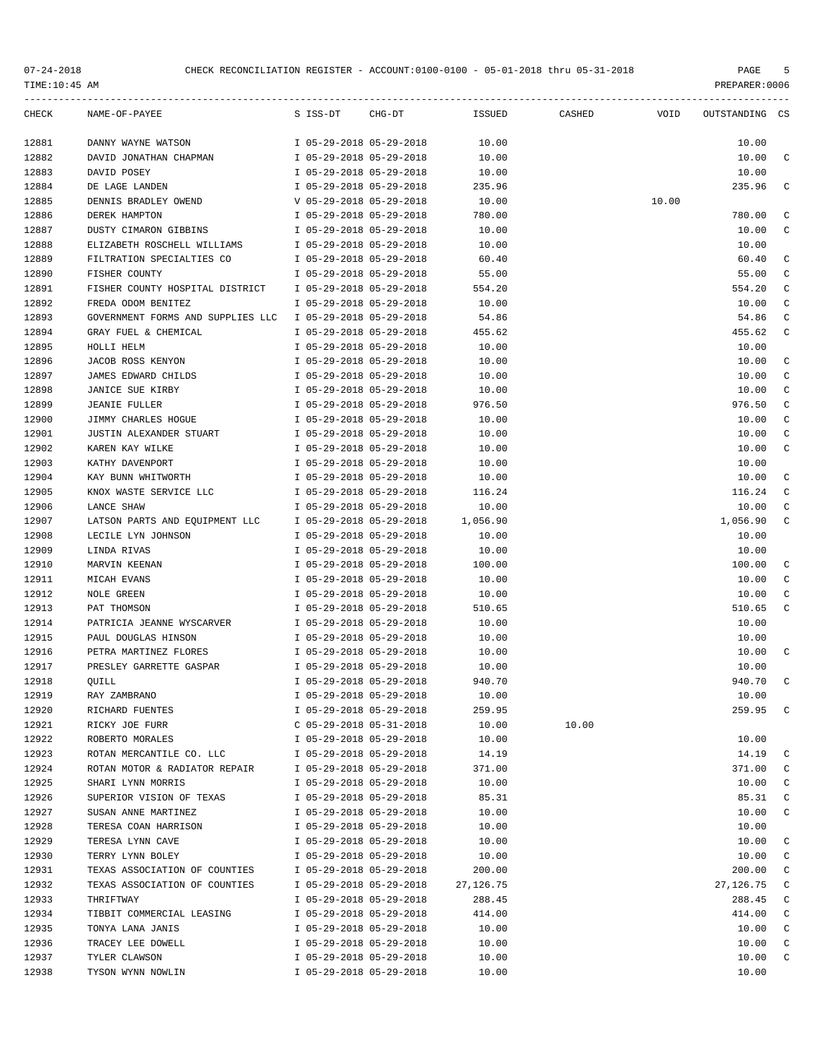CHECK RECONCILIATION REGISTER - ACCOUNT:0100-0100 - 05-01-2018 thru 05-31-2018

| CHECK | NAME-OF-PAYEE | S | ISS-DT | CHG-DT | ISSUED | CASHED | VOID | OUTSTANDING | CS |
|---|---|---|---|---|---|---|---|---|---|
| 12881 | DANNY WAYNE WATSON | I | 05-29-2018 | 05-29-2018 | 10.00 | | | 10.00 | |
| 12882 | DAVID JONATHAN CHAPMAN | I | 05-29-2018 | 05-29-2018 | 10.00 | | | 10.00 | C |
| 12883 | DAVID POSEY | I | 05-29-2018 | 05-29-2018 | 10.00 | | | 10.00 | |
| 12884 | DE LAGE LANDEN | I | 05-29-2018 | 05-29-2018 | 235.96 | | | 235.96 | C |
| 12885 | DENNIS BRADLEY OWEND | V | 05-29-2018 | 05-29-2018 | 10.00 | | 10.00 | | |
| 12886 | DEREK HAMPTON | I | 05-29-2018 | 05-29-2018 | 780.00 | | | 780.00 | C |
| 12887 | DUSTY CIMARON GIBBINS | I | 05-29-2018 | 05-29-2018 | 10.00 | | | 10.00 | C |
| 12888 | ELIZABETH ROSCHELL WILLIAMS | I | 05-29-2018 | 05-29-2018 | 10.00 | | | 10.00 | |
| 12889 | FILTRATION SPECIALTIES CO | I | 05-29-2018 | 05-29-2018 | 60.40 | | | 60.40 | C |
| 12890 | FISHER COUNTY | I | 05-29-2018 | 05-29-2018 | 55.00 | | | 55.00 | C |
| 12891 | FISHER COUNTY HOSPITAL DISTRICT | I | 05-29-2018 | 05-29-2018 | 554.20 | | | 554.20 | C |
| 12892 | FREDA ODOM BENITEZ | I | 05-29-2018 | 05-29-2018 | 10.00 | | | 10.00 | C |
| 12893 | GOVERNMENT FORMS AND SUPPLIES LLC | I | 05-29-2018 | 05-29-2018 | 54.86 | | | 54.86 | C |
| 12894 | GRAY FUEL & CHEMICAL | I | 05-29-2018 | 05-29-2018 | 455.62 | | | 455.62 | C |
| 12895 | HOLLI HELM | I | 05-29-2018 | 05-29-2018 | 10.00 | | | 10.00 | |
| 12896 | JACOB ROSS KENYON | I | 05-29-2018 | 05-29-2018 | 10.00 | | | 10.00 | C |
| 12897 | JAMES EDWARD CHILDS | I | 05-29-2018 | 05-29-2018 | 10.00 | | | 10.00 | C |
| 12898 | JANICE SUE KIRBY | I | 05-29-2018 | 05-29-2018 | 10.00 | | | 10.00 | C |
| 12899 | JEANIE FULLER | I | 05-29-2018 | 05-29-2018 | 976.50 | | | 976.50 | C |
| 12900 | JIMMY CHARLES HOGUE | I | 05-29-2018 | 05-29-2018 | 10.00 | | | 10.00 | C |
| 12901 | JUSTIN ALEXANDER STUART | I | 05-29-2018 | 05-29-2018 | 10.00 | | | 10.00 | C |
| 12902 | KAREN KAY WILKE | I | 05-29-2018 | 05-29-2018 | 10.00 | | | 10.00 | C |
| 12903 | KATHY DAVENPORT | I | 05-29-2018 | 05-29-2018 | 10.00 | | | 10.00 | |
| 12904 | KAY BUNN WHITWORTH | I | 05-29-2018 | 05-29-2018 | 10.00 | | | 10.00 | C |
| 12905 | KNOX WASTE SERVICE LLC | I | 05-29-2018 | 05-29-2018 | 116.24 | | | 116.24 | C |
| 12906 | LANCE SHAW | I | 05-29-2018 | 05-29-2018 | 10.00 | | | 10.00 | C |
| 12907 | LATSON PARTS AND EQUIPMENT LLC | I | 05-29-2018 | 05-29-2018 | 1,056.90 | | | 1,056.90 | C |
| 12908 | LECILE LYN JOHNSON | I | 05-29-2018 | 05-29-2018 | 10.00 | | | 10.00 | |
| 12909 | LINDA RIVAS | I | 05-29-2018 | 05-29-2018 | 10.00 | | | 10.00 | |
| 12910 | MARVIN KEENAN | I | 05-29-2018 | 05-29-2018 | 100.00 | | | 100.00 | C |
| 12911 | MICAH EVANS | I | 05-29-2018 | 05-29-2018 | 10.00 | | | 10.00 | C |
| 12912 | NOLE GREEN | I | 05-29-2018 | 05-29-2018 | 10.00 | | | 10.00 | C |
| 12913 | PAT THOMSON | I | 05-29-2018 | 05-29-2018 | 510.65 | | | 510.65 | C |
| 12914 | PATRICIA JEANNE WYSCARVER | I | 05-29-2018 | 05-29-2018 | 10.00 | | | 10.00 | |
| 12915 | PAUL DOUGLAS HINSON | I | 05-29-2018 | 05-29-2018 | 10.00 | | | 10.00 | |
| 12916 | PETRA MARTINEZ FLORES | I | 05-29-2018 | 05-29-2018 | 10.00 | | | 10.00 | C |
| 12917 | PRESLEY GARRETTE GASPAR | I | 05-29-2018 | 05-29-2018 | 10.00 | | | 10.00 | |
| 12918 | QUILL | I | 05-29-2018 | 05-29-2018 | 940.70 | | | 940.70 | C |
| 12919 | RAY ZAMBRANO | I | 05-29-2018 | 05-29-2018 | 10.00 | | | 10.00 | |
| 12920 | RICHARD FUENTES | I | 05-29-2018 | 05-29-2018 | 259.95 | | | 259.95 | C |
| 12921 | RICKY JOE FURR | C | 05-29-2018 | 05-31-2018 | 10.00 | 10.00 | | | |
| 12922 | ROBERTO MORALES | I | 05-29-2018 | 05-29-2018 | 10.00 | | | 10.00 | |
| 12923 | ROTAN MERCANTILE CO. LLC | I | 05-29-2018 | 05-29-2018 | 14.19 | | | 14.19 | C |
| 12924 | ROTAN MOTOR & RADIATOR REPAIR | I | 05-29-2018 | 05-29-2018 | 371.00 | | | 371.00 | C |
| 12925 | SHARI LYNN MORRIS | I | 05-29-2018 | 05-29-2018 | 10.00 | | | 10.00 | C |
| 12926 | SUPERIOR VISION OF TEXAS | I | 05-29-2018 | 05-29-2018 | 85.31 | | | 85.31 | C |
| 12927 | SUSAN ANNE MARTINEZ | I | 05-29-2018 | 05-29-2018 | 10.00 | | | 10.00 | C |
| 12928 | TERESA COAN HARRISON | I | 05-29-2018 | 05-29-2018 | 10.00 | | | 10.00 | |
| 12929 | TERESA LYNN CAVE | I | 05-29-2018 | 05-29-2018 | 10.00 | | | 10.00 | C |
| 12930 | TERRY LYNN BOLEY | I | 05-29-2018 | 05-29-2018 | 10.00 | | | 10.00 | C |
| 12931 | TEXAS ASSOCIATION OF COUNTIES | I | 05-29-2018 | 05-29-2018 | 200.00 | | | 200.00 | C |
| 12932 | TEXAS ASSOCIATION OF COUNTIES | I | 05-29-2018 | 05-29-2018 | 27,126.75 | | | 27,126.75 | C |
| 12933 | THRIFTWAY | I | 05-29-2018 | 05-29-2018 | 288.45 | | | 288.45 | C |
| 12934 | TIBBIT COMMERCIAL LEASING | I | 05-29-2018 | 05-29-2018 | 414.00 | | | 414.00 | C |
| 12935 | TONYA LANA JANIS | I | 05-29-2018 | 05-29-2018 | 10.00 | | | 10.00 | C |
| 12936 | TRACEY LEE DOWELL | I | 05-29-2018 | 05-29-2018 | 10.00 | | | 10.00 | C |
| 12937 | TYLER CLAWSON | I | 05-29-2018 | 05-29-2018 | 10.00 | | | 10.00 | C |
| 12938 | TYSON WYNN NOWLIN | I | 05-29-2018 | 05-29-2018 | 10.00 | | | 10.00 | |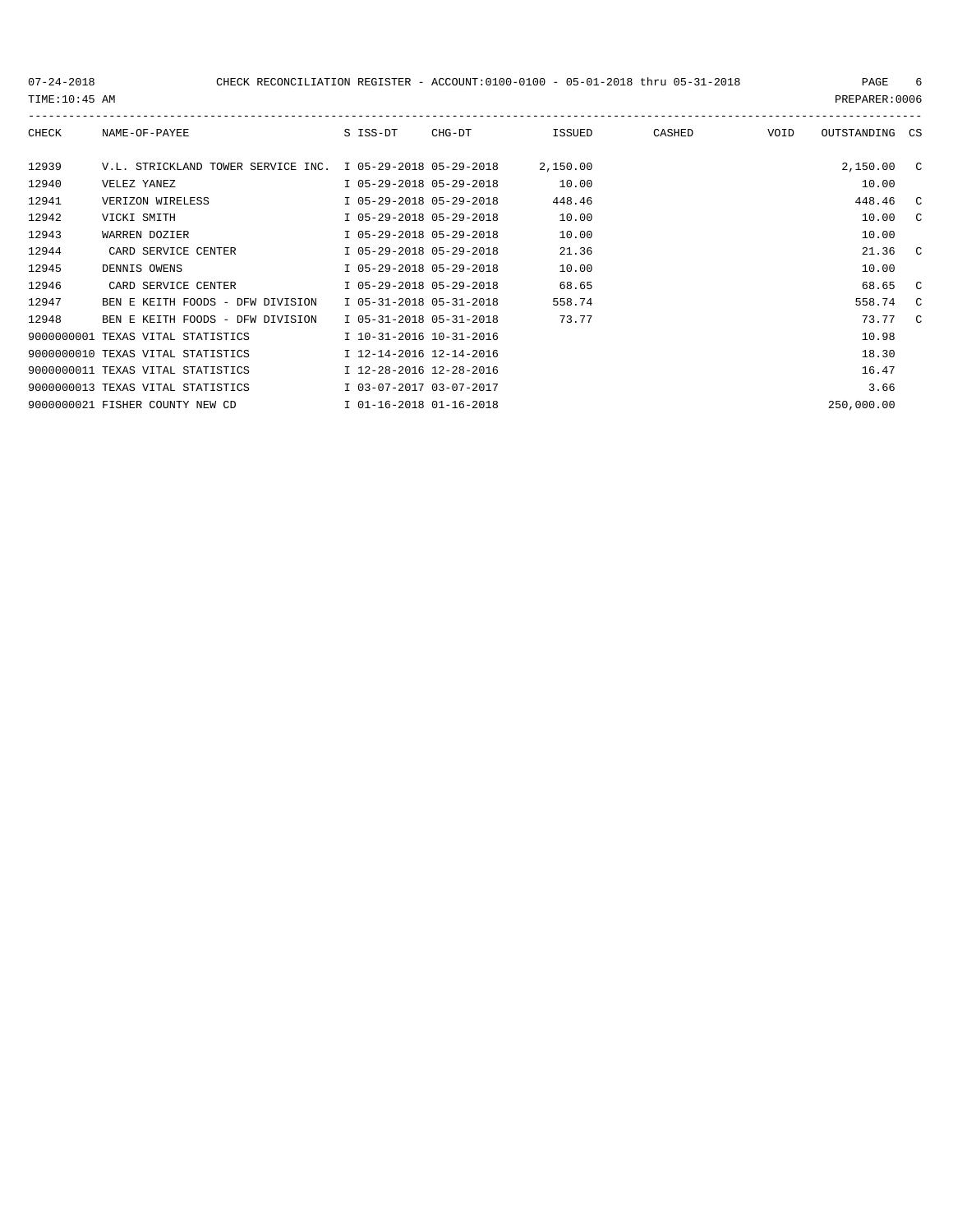CHECK RECONCILIATION REGISTER - ACCOUNT:0100-0100 - 05-01-2018 thru 05-31-2018

07-24-2018
TIME:10:45 AM
PREPARER:0006

| CHECK | NAME-OF-PAYEE | S | ISS-DT | CHG-DT | ISSUED | CASHED | VOID | OUTSTANDING | CS |
|---|---|---|---|---|---|---|---|---|---|
| 12939 | V.L. STRICKLAND TOWER SERVICE INC. | I | 05-29-2018 | 05-29-2018 | 2,150.00 | | | 2,150.00 | C |
| 12940 | VELEZ YANEZ | I | 05-29-2018 | 05-29-2018 | 10.00 | | | 10.00 | |
| 12941 | VERIZON WIRELESS | I | 05-29-2018 | 05-29-2018 | 448.46 | | | 448.46 | C |
| 12942 | VICKI SMITH | I | 05-29-2018 | 05-29-2018 | 10.00 | | | 10.00 | C |
| 12943 | WARREN DOZIER | I | 05-29-2018 | 05-29-2018 | 10.00 | | | 10.00 | |
| 12944 | CARD SERVICE CENTER | I | 05-29-2018 | 05-29-2018 | 21.36 | | | 21.36 | C |
| 12945 | DENNIS OWENS | I | 05-29-2018 | 05-29-2018 | 10.00 | | | 10.00 | |
| 12946 | CARD SERVICE CENTER | I | 05-29-2018 | 05-29-2018 | 68.65 | | | 68.65 | C |
| 12947 | BEN E KEITH FOODS - DFW DIVISION | I | 05-31-2018 | 05-31-2018 | 558.74 | | | 558.74 | C |
| 12948 | BEN E KEITH FOODS - DFW DIVISION | I | 05-31-2018 | 05-31-2018 | 73.77 | | | 73.77 | C |
| 9000000001 | TEXAS VITAL STATISTICS | I | 10-31-2016 | 10-31-2016 | | | | 10.98 | |
| 9000000010 | TEXAS VITAL STATISTICS | I | 12-14-2016 | 12-14-2016 | | | | 18.30 | |
| 9000000011 | TEXAS VITAL STATISTICS | I | 12-28-2016 | 12-28-2016 | | | | 16.47 | |
| 9000000013 | TEXAS VITAL STATISTICS | I | 03-07-2017 | 03-07-2017 | | | | 3.66 | |
| 9000000021 | FISHER COUNTY NEW CD | I | 01-16-2018 | 01-16-2018 | | | | 250,000.00 | |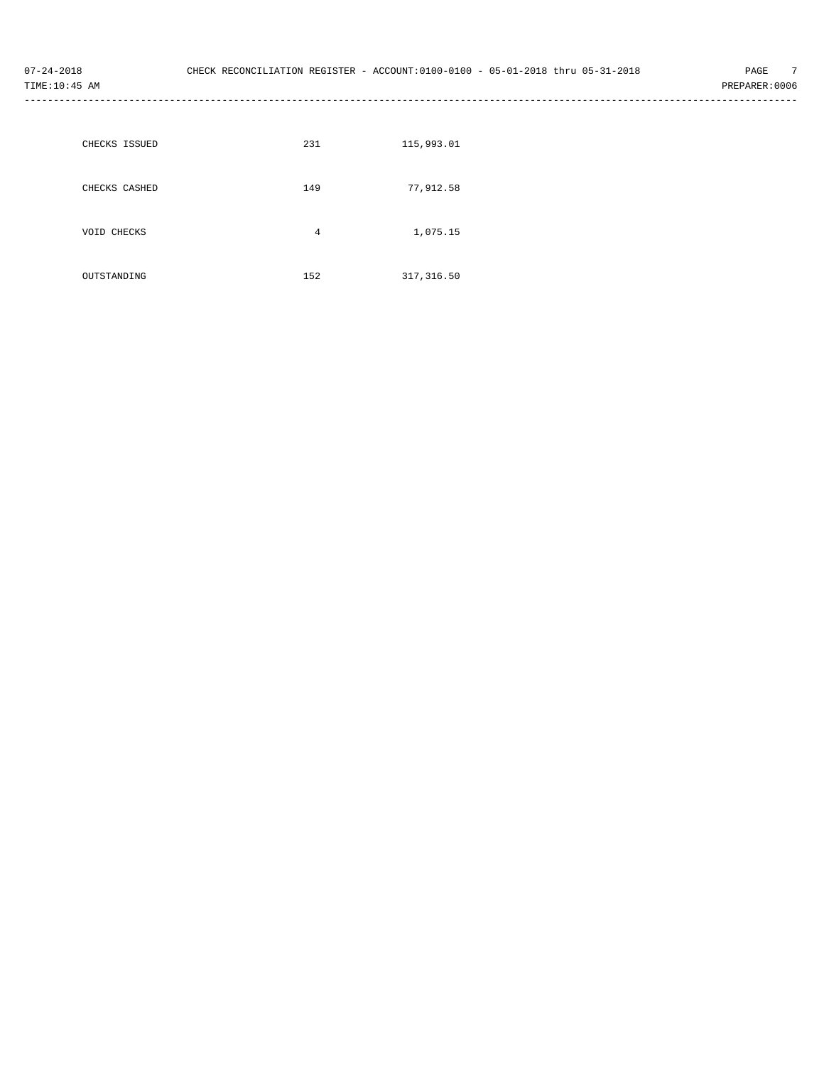| | | |
|---|---|---|
| CHECKS ISSUED | 231 | 115,993.01 |
| CHECKS CASHED | 149 | 77,912.58 |
| VOID CHECKS | 4 | 1,075.15 |
| OUTSTANDING | 152 | 317,316.50 |